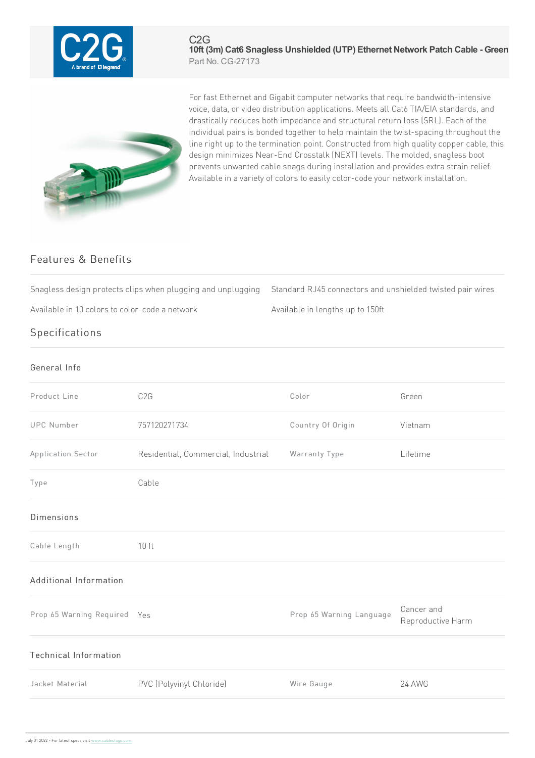C2G

# 10ft (3m) Cat6 Snagless Unshielded (UTP) Ethernet Network Patch Cable - Green

Part No. CG-27173

For fast Ethernet and Gigabit computer networks that require bandwidth-intensive voice, data, or video distribution applications. Meets all Cat6 TIA/EIA standards, and drastically reduces both impedance and structural return loss (SRL). Each of the individual pairs is bonded together to help maintain the twist-spacing throughout the line right up to the termination point. Constructed from high quality copper cable, this design minimizes Near-End Crosstalk (NEXT) levels. The molded, snagless boot prevents unwanted cable snags during installation and provides extra strain relief. Available in a variety of colors to easily color-code your network installation.

## Features & Benefits

- Snagless design protects clips when plugging and unplugging
- Standard RJ45 connectors and unshielded twisted pair wires
- Available in 10 colors to color-code a network
- Available in lengths up to 150ft

## Specifications

### General Info

| | | | |
|---|---|---|---|
| Product Line | C2G | Color | Green |
| UPC Number | 757120271734 | Country Of Origin | Vietnam |
| Application Sector | Residential, Commercial, Industrial | Warranty Type | Lifetime |
| Type | Cable | | |

### Dimensions

| | |
|---|---|
| Cable Length | 10 ft |

### Additional Information

| | | | |
|---|---|---|---|
| Prop 65 Warning Required | Yes | Prop 65 Warning Language | Cancer and Reproductive Harm |

### Technical Information

| | | | |
|---|---|---|---|
| Jacket Material | PVC (Polyvinyl Chloride) | Wire Gauge | 24 AWG |

July 01 2022 - For latest specs visit www.cablestogo.com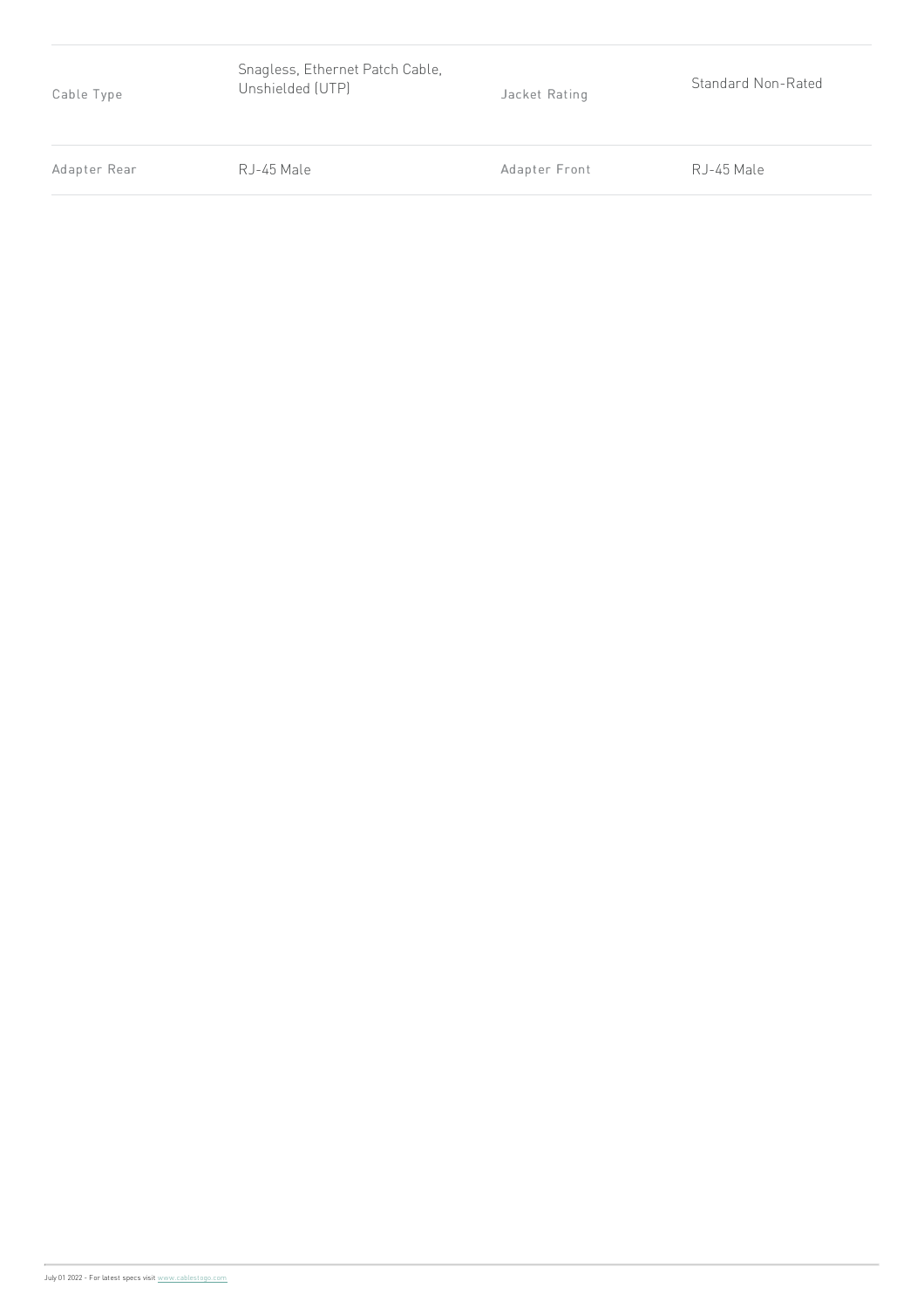| | | | |
|---|---|---|---|
| Cable Type | Snagless, Ethernet Patch Cable, Unshielded (UTP) | Jacket Rating | Standard Non-Rated |
| Adapter Rear | RJ-45 Male | Adapter Front | RJ-45 Male |